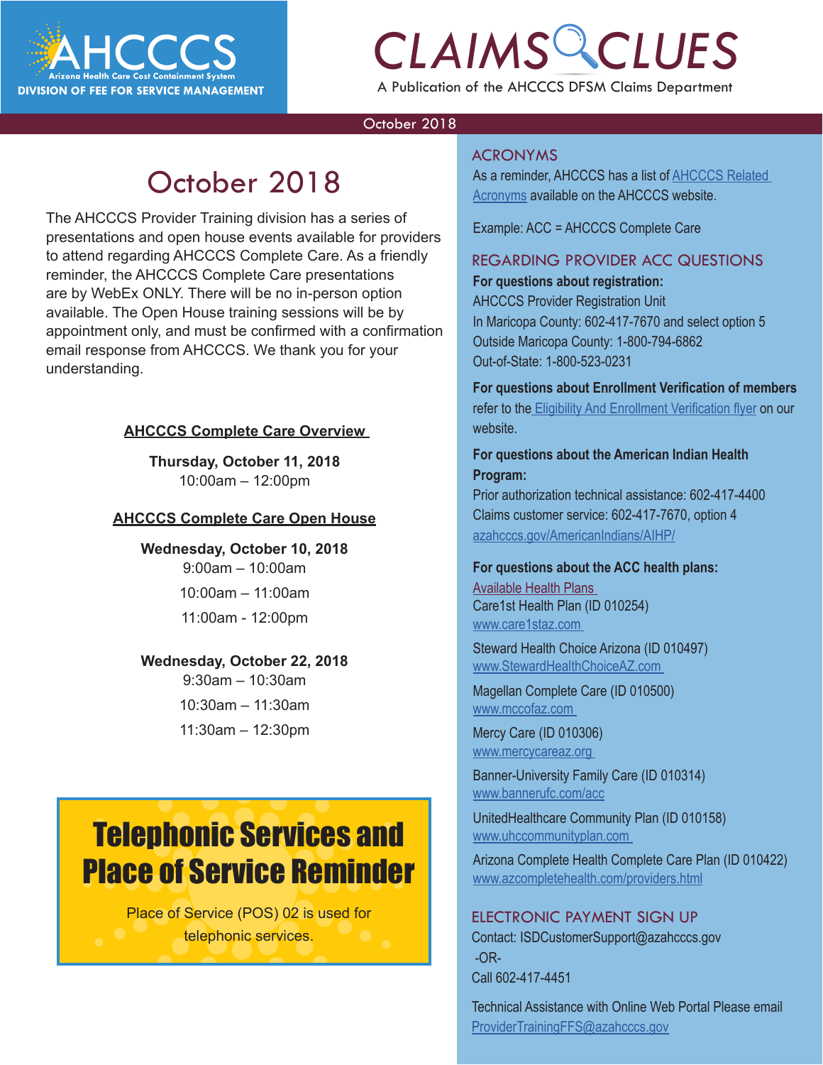# CLAIMS CLUES

A Publication of the AHCCCS DFSM Claims Department

AHCCCS Arizona Health Care Cost Containment System DIVISION OF FEE FOR SERVICE MANAGEMENT

October 2018

## October 2018

The AHCCCS Provider Training division has a series of presentations and open house events available for providers to attend regarding AHCCCS Complete Care. As a friendly reminder, the AHCCCS Complete Care presentations are by WebEx ONLY. There will be no in-person option available. The Open House training sessions will be by appointment only, and must be confirmed with a confirmation email response from AHCCCS. We thank you for your understanding.

**AHCCCS Complete Care Overview**

**Thursday, October 11, 2018**
10:00am – 12:00pm

**AHCCCS Complete Care Open House**

**Wednesday, October 10, 2018**
9:00am – 10:00am
10:00am – 11:00am
11:00am - 12:00pm

**Wednesday, October 22, 2018**
9:30am – 10:30am
10:30am – 11:30am
11:30am – 12:30pm

### Telephonic Services and Place of Service Reminder

Place of Service (POS) 02 is used for telephonic services.

## ACRONYMS

As a reminder, AHCCCS has a list of AHCCCS Related Acronyms available on the AHCCCS website.

Example: ACC = AHCCCS Complete Care

## REGARDING PROVIDER ACC QUESTIONS

**For questions about registration:**
AHCCCS Provider Registration Unit
In Maricopa County: 602-417-7670 and select option 5
Outside Maricopa County: 1-800-794-6862
Out-of-State: 1-800-523-0231

**For questions about Enrollment Verification of members** refer to the Eligibility And Enrollment Verification flyer on our website.

**For questions about the American Indian Health Program:**
Prior authorization technical assistance: 602-417-4400
Claims customer service: 602-417-7670, option 4
azahcccs.gov/AmericanIndians/AIHP/

**For questions about the ACC health plans:**
Available Health Plans

Care1st Health Plan (ID 010254)
www.care1staz.com

Steward Health Choice Arizona (ID 010497)
www.StewardHealthChoiceAZ.com

Magellan Complete Care (ID 010500)
www.mccofaz.com

Mercy Care (ID 010306)
www.mercycareaz.org

Banner-University Family Care (ID 010314)
www.bannerufc.com/acc

UnitedHealthcare Community Plan (ID 010158)
www.uhccommunityplan.com

Arizona Complete Health Complete Care Plan (ID 010422)
www.azcompletehealth.com/providers.html

## ELECTRONIC PAYMENT SIGN UP

Contact: ISDCustomerSupport@azahcccs.gov
-OR-
Call 602-417-4451

Technical Assistance with Online Web Portal Please email ProviderTrainingFFS@azahcccs.gov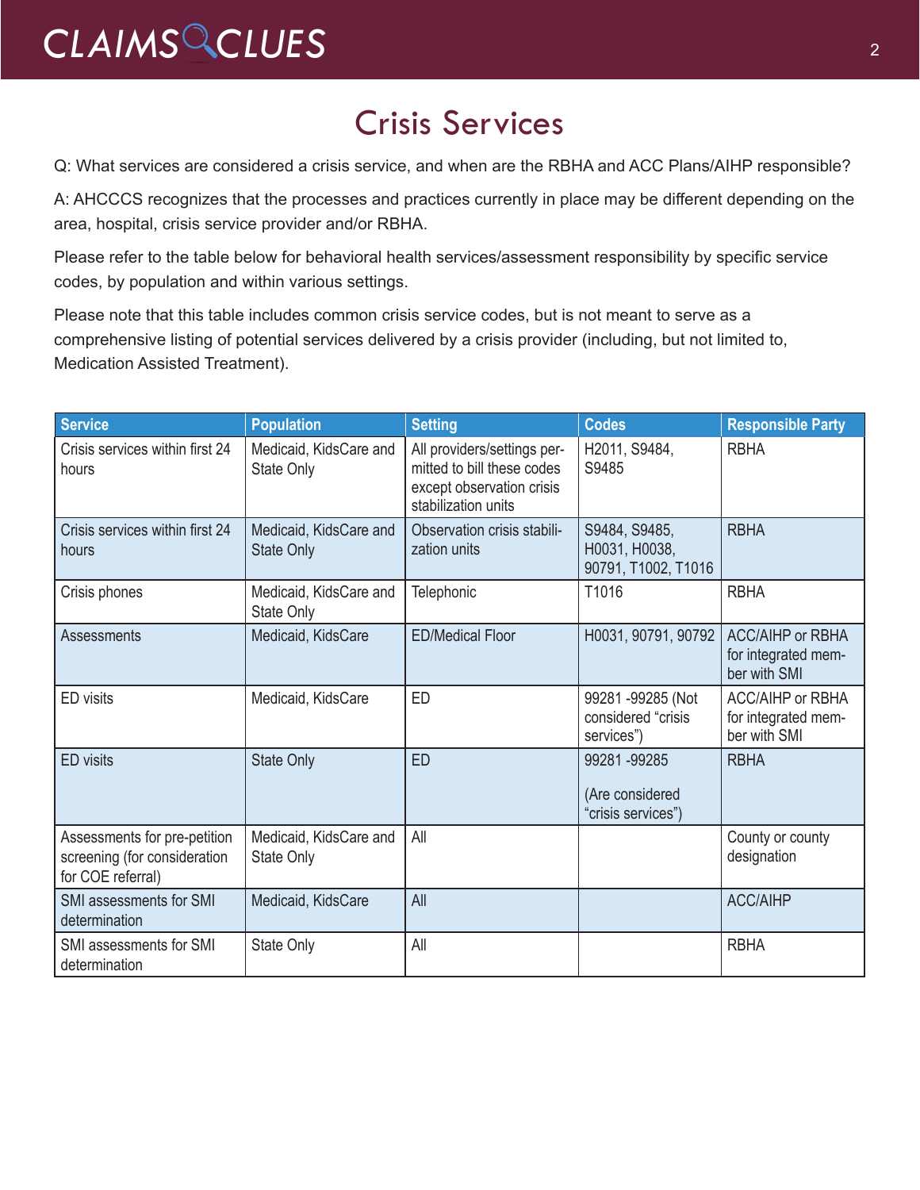# Crisis Services

Q: What services are considered a crisis service, and when are the RBHA and ACC Plans/AIHP responsible?

A: AHCCCS recognizes that the processes and practices currently in place may be different depending on the area, hospital, crisis service provider and/or RBHA.

Please refer to the table below for behavioral health services/assessment responsibility by specific service codes, by population and within various settings.

Please note that this table includes common crisis service codes, but is not meant to serve as a comprehensive listing of potential services delivered by a crisis provider (including, but not limited to, Medication Assisted Treatment).

| Service | Population | Setting | Codes | Responsible Party |
|---|---|---|---|---|
| Crisis services within first 24 hours | Medicaid, KidsCare and State Only | All providers/settings permitted to bill these codes except observation crisis stabilization units | H2011, S9484, S9485 | RBHA |
| Crisis services within first 24 hours | Medicaid, KidsCare and State Only | Observation crisis stabilization units | S9484, S9485, H0031, H0038, 90791, T1002, T1016 | RBHA |
| Crisis phones | Medicaid, KidsCare and State Only | Telephonic | T1016 | RBHA |
| Assessments | Medicaid, KidsCare | ED/Medical Floor | H0031, 90791, 90792 | ACC/AIHP or RBHA for integrated member with SMI |
| ED visits | Medicaid, KidsCare | ED | 99281 -99285 (Not considered "crisis services") | ACC/AIHP or RBHA for integrated member with SMI |
| ED visits | State Only | ED | 99281 -99285<br><br>(Are considered "crisis services") | RBHA |
| Assessments for pre-petition screening (for consideration for COE referral) | Medicaid, KidsCare and State Only | All | | County or county designation |
| SMI assessments for SMI determination | Medicaid, KidsCare | All | | ACC/AIHP |
| SMI assessments for SMI determination | State Only | All | | RBHA |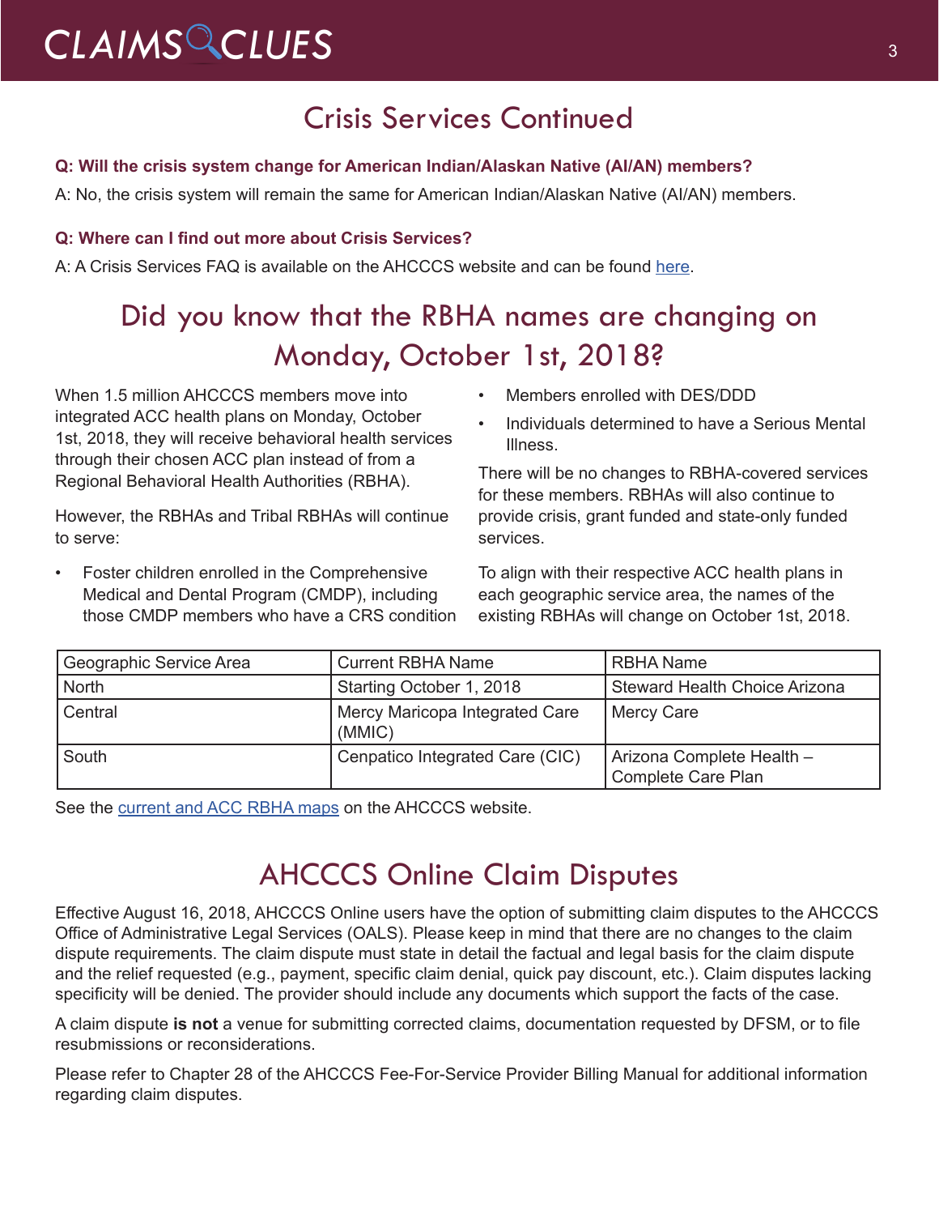## Crisis Services Continued

**Q: Will the crisis system change for American Indian/Alaskan Native (AI/AN) members?**

A: No, the crisis system will remain the same for American Indian/Alaskan Native (AI/AN) members.

**Q: Where can I find out more about Crisis Services?**

A: A Crisis Services FAQ is available on the AHCCCS website and can be found here.

## Did you know that the RBHA names are changing on Monday, October 1st, 2018?

When 1.5 million AHCCCS members move into integrated ACC health plans on Monday, October 1st, 2018, they will receive behavioral health services through their chosen ACC plan instead of from a Regional Behavioral Health Authorities (RBHA).

However, the RBHAs and Tribal RBHAs will continue to serve:

- Foster children enrolled in the Comprehensive Medical and Dental Program (CMDP), including those CMDP members who have a CRS condition
- Members enrolled with DES/DDD
- Individuals determined to have a Serious Mental Illness.

There will be no changes to RBHA-covered services for these members. RBHAs will also continue to provide crisis, grant funded and state-only funded services.

To align with their respective ACC health plans in each geographic service area, the names of the existing RBHAs will change on October 1st, 2018.

| Geographic Service Area | Current RBHA Name | RBHA Name |
|---|---|---|
| North | Starting October 1, 2018 | Steward Health Choice Arizona |
| Central | Mercy Maricopa Integrated Care (MMIC) | Mercy Care |
| South | Cenpatico Integrated Care (CIC) | Arizona Complete Health – Complete Care Plan |

See the current and ACC RBHA maps on the AHCCCS website.

## AHCCCS Online Claim Disputes

Effective August 16, 2018, AHCCCS Online users have the option of submitting claim disputes to the AHCCCS Office of Administrative Legal Services (OALS). Please keep in mind that there are no changes to the claim dispute requirements. The claim dispute must state in detail the factual and legal basis for the claim dispute and the relief requested (e.g., payment, specific claim denial, quick pay discount, etc.). Claim disputes lacking specificity will be denied. The provider should include any documents which support the facts of the case.

A claim dispute **is not** a venue for submitting corrected claims, documentation requested by DFSM, or to file resubmissions or reconsiderations.

Please refer to Chapter 28 of the AHCCCS Fee-For-Service Provider Billing Manual for additional information regarding claim disputes.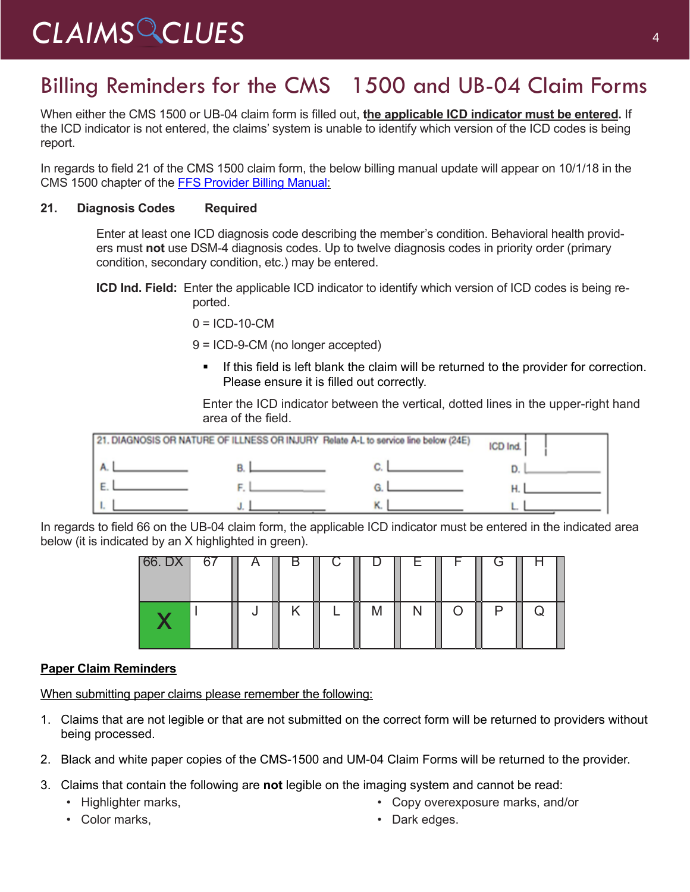## Billing Reminders for the CMS 1500 and UB-04 Claim Forms

When either the CMS 1500 or UB-04 claim form is filled out, **the applicable ICD indicator must be entered**. If the ICD indicator is not entered, the claims' system is unable to identify which version of the ICD codes is being report.

In regards to field 21 of the CMS 1500 claim form, the below billing manual update will appear on 10/1/18 in the CMS 1500 chapter of the FFS Provider Billing Manual:

**21. Diagnosis Codes Required**

Enter at least one ICD diagnosis code describing the member's condition. Behavioral health providers must **not** use DSM-4 diagnosis codes. Up to twelve diagnosis codes in priority order (primary condition, secondary condition, etc.) may be entered.

**ICD Ind. Field:** Enter the applicable ICD indicator to identify which version of ICD codes is being reported.

0 = ICD-10-CM

9 = ICD-9-CM (no longer accepted)

- If this field is left blank the claim will be returned to the provider for correction. Please ensure it is filled out correctly.

Enter the ICD indicator between the vertical, dotted lines in the upper-right hand area of the field.

| 21. DIAGNOSIS OR NATURE OF ILLNESS OR INJURY Relate A-L to service line below (24E) | | | ICD Ind. |
|---|---|---|---|
| A. | B. | C. | D. |
| E. | F. | G. | H. |
| I. | J. | K. | L. |

In regards to field 66 on the UB-04 claim form, the applicable ICD indicator must be entered in the indicated area below (it is indicated by an X highlighted in green).

| 66. DX | 67 | A | B | C | D | E | F | G | H |
|---|---|---|---|---|---|---|---|---|---|
| X | I | J | K | L | M | N | O | P | Q |

**Paper Claim Reminders**

When submitting paper claims please remember the following:

1. Claims that are not legible or that are not submitted on the correct form will be returned to providers without being processed.
2. Black and white paper copies of the CMS-1500 and UM-04 Claim Forms will be returned to the provider.
3. Claims that contain the following are **not** legible on the imaging system and cannot be read:
   - Highlighter marks,
   - Color marks,
   - Copy overexposure marks, and/or
   - Dark edges.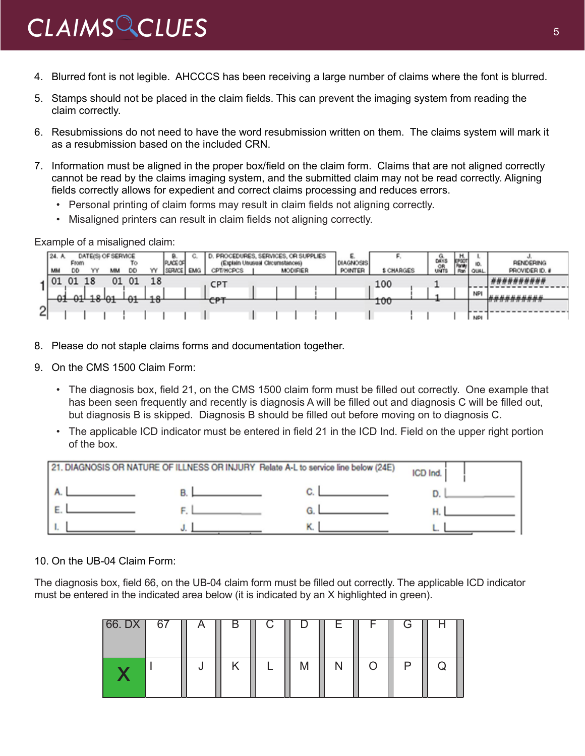4. Blurred font is not legible. AHCCCS has been receiving a large number of claims where the font is blurred.

5. Stamps should not be placed in the claim fields. This can prevent the imaging system from reading the claim correctly.

6. Resubmissions do not need to have the word resubmission written on them. The claims system will mark it as a resubmission based on the included CRN.

7. Information must be aligned in the proper box/field on the claim form. Claims that are not aligned correctly cannot be read by the claims imaging system, and the submitted claim may not be read correctly. Aligning fields correctly allows for expedient and correct claims processing and reduces errors.
   - Personal printing of claim forms may result in claim fields not aligning correctly.
   - Misaligned printers can result in claim fields not aligning correctly.

Example of a misaligned claim:

| | 24. A. DATE(S) OF SERVICE From MM DD YY | To MM DD YY | B. PLACE OF SERVICE | C. EMG | D. PROCEDURES, SERVICES, OR SUPPLIES (Explain Unusual Circumstances) CPT/HCPCS | MODIFIER | E. DIAGNOSIS POINTER | F. $ CHARGES | G. DAYS OR UNITS | H. EPSDT Family Plan | I. ID. QUAL. | J. RENDERING PROVIDER ID. # |
|---|---|---|---|---|---|---|---|---|---|---|---|---|
| 1 | 01 01 18 | 01 01 18 | | | CPT | | | 100 | 1 | | | ########## |
| | 01 01 18 | 01 01 18 | | | CPT | | | 100 | 1 | | NPI | ########## |
| 2 | | | | | | | | | | | NPI | |

8. Please do not staple claims forms and documentation together.

9. On the CMS 1500 Claim Form:
   - The diagnosis box, field 21, on the CMS 1500 claim form must be filled out correctly. One example that has been seen frequently and recently is diagnosis A will be filled out and diagnosis C will be filled out, but diagnosis B is skipped. Diagnosis B should be filled out before moving on to diagnosis C.
   - The applicable ICD indicator must be entered in field 21 in the ICD Ind. Field on the upper right portion of the box.

| 21. DIAGNOSIS OR NATURE OF ILLNESS OR INJURY Relate A-L to service line below (24E) | | | ICD Ind. |
|---|---|---|---|
| A. | B. | C. | D. |
| E. | F. | G. | H. |
| I. | J. | K. | L. |

10. On the UB-04 Claim Form:

The diagnosis box, field 66, on the UB-04 claim form must be filled out correctly. The applicable ICD indicator must be entered in the indicated area below (it is indicated by an X highlighted in green).

| 66. DX | 67 | A | B | C | D | E | F | G | H |
|---|---|---|---|---|---|---|---|---|---|
| X | I | J | K | L | M | N | O | P | Q |